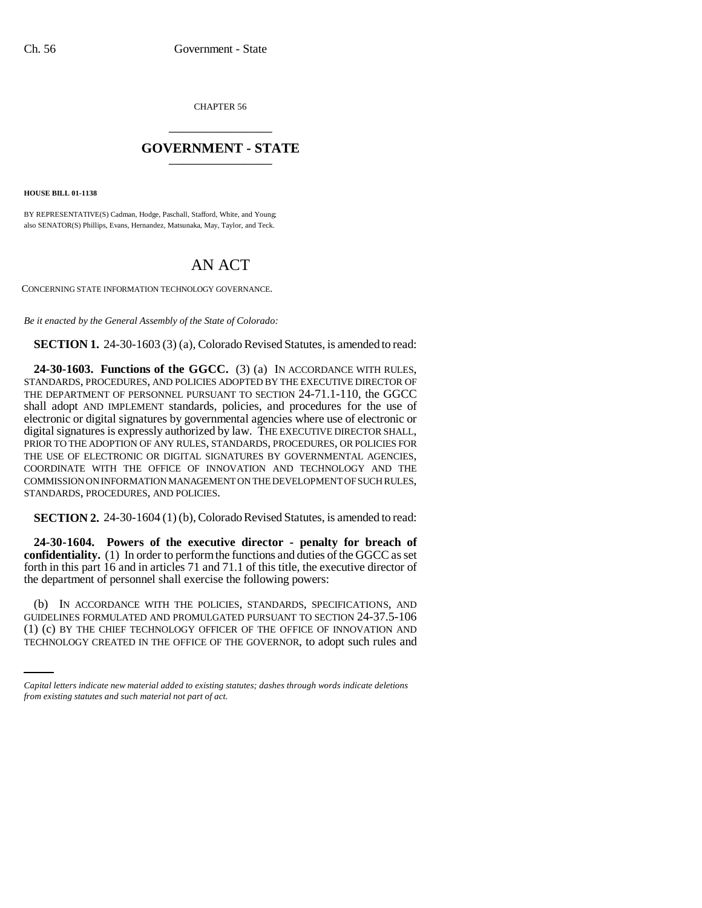CHAPTER 56

\_\_\_\_\_\_\_\_\_\_\_\_\_\_\_\_\_\_\_\_

## GOVERNMENT - STATE

\_\_\_\_\_\_\_\_\_\_\_\_\_\_\_\_\_\_\_\_

**HOUSE BILL 01-1138**

BY REPRESENTATIVE(S) Cadman, Hodge, Paschall, Stafford, White, and Young;
also SENATOR(S) Phillips, Evans, Hernandez, Matsunaka, May, Taylor, and Teck.

# AN ACT

CONCERNING STATE INFORMATION TECHNOLOGY GOVERNANCE.

*Be it enacted by the General Assembly of the State of Colorado:*

**SECTION 1.** 24-30-1603 (3) (a), Colorado Revised Statutes, is amended to read:

**24-30-1603. Functions of the GGCC.** (3) (a) IN ACCORDANCE WITH RULES, STANDARDS, PROCEDURES, AND POLICIES ADOPTED BY THE EXECUTIVE DIRECTOR OF THE DEPARTMENT OF PERSONNEL PURSUANT TO SECTION 24-71.1-110, the GGCC shall adopt AND IMPLEMENT standards, policies, and procedures for the use of electronic or digital signatures by governmental agencies where use of electronic or digital signatures is expressly authorized by law. THE EXECUTIVE DIRECTOR SHALL, PRIOR TO THE ADOPTION OF ANY RULES, STANDARDS, PROCEDURES, OR POLICIES FOR THE USE OF ELECTRONIC OR DIGITAL SIGNATURES BY GOVERNMENTAL AGENCIES, COORDINATE WITH THE OFFICE OF INNOVATION AND TECHNOLOGY AND THE COMMISSION ON INFORMATION MANAGEMENT ON THE DEVELOPMENT OF SUCH RULES, STANDARDS, PROCEDURES, AND POLICIES.

**SECTION 2.** 24-30-1604 (1) (b), Colorado Revised Statutes, is amended to read:

**24-30-1604. Powers of the executive director - penalty for breach of confidentiality.** (1) In order to perform the functions and duties of the GGCC as set forth in this part 16 and in articles 71 and 71.1 of this title, the executive director of the department of personnel shall exercise the following powers:

(b) IN ACCORDANCE WITH THE POLICIES, STANDARDS, SPECIFICATIONS, AND GUIDELINES FORMULATED AND PROMULGATED PURSUANT TO SECTION 24-37.5-106 (1) (c) BY THE CHIEF TECHNOLOGY OFFICER OF THE OFFICE OF INNOVATION AND TECHNOLOGY CREATED IN THE OFFICE OF THE GOVERNOR, to adopt such rules and

*Capital letters indicate new material added to existing statutes; dashes through words indicate deletions from existing statutes and such material not part of act.*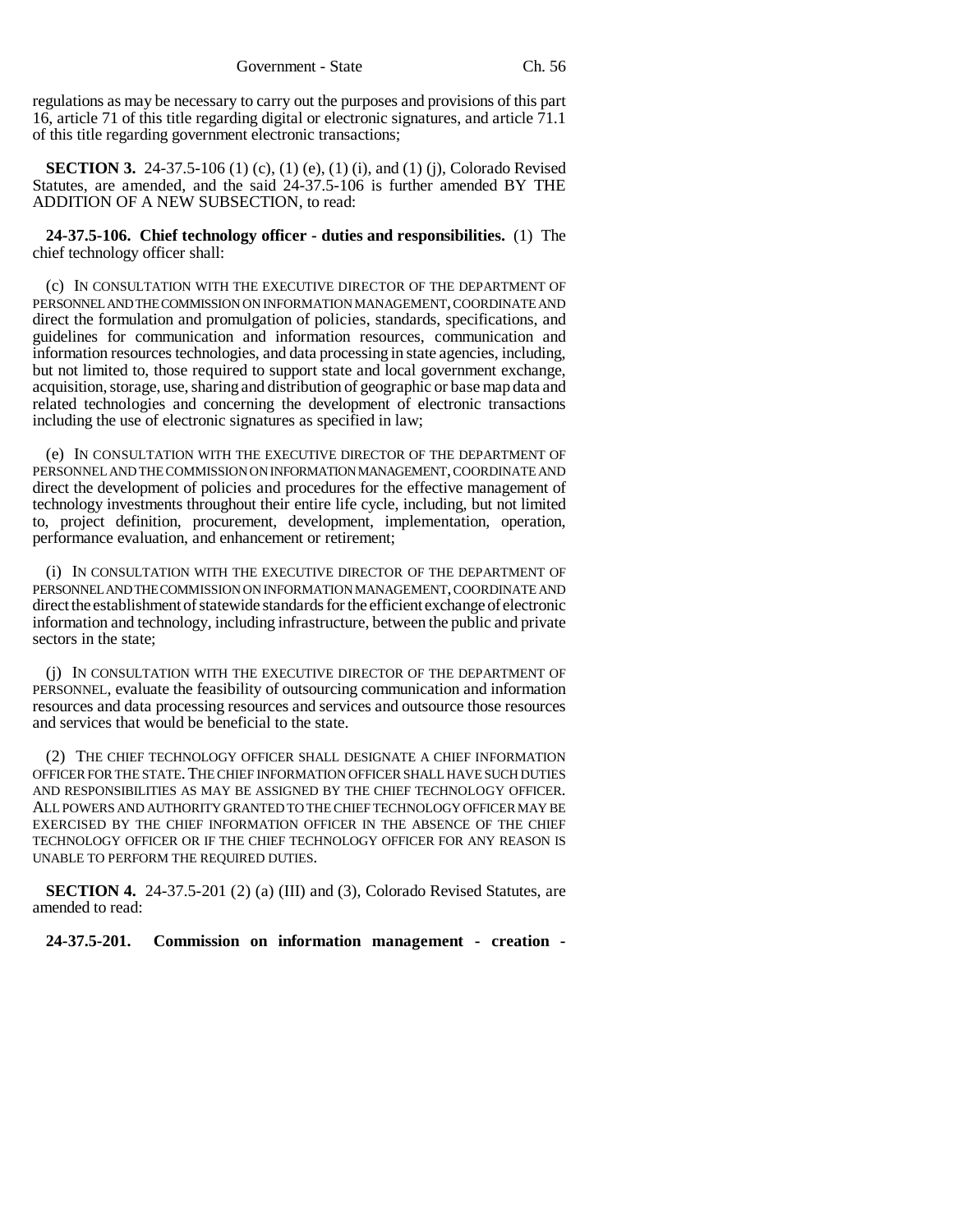regulations as may be necessary to carry out the purposes and provisions of this part 16, article 71 of this title regarding digital or electronic signatures, and article 71.1 of this title regarding government electronic transactions;

**SECTION 3.** 24-37.5-106 (1) (c), (1) (e), (1) (i), and (1) (j), Colorado Revised Statutes, are amended, and the said 24-37.5-106 is further amended BY THE ADDITION OF A NEW SUBSECTION, to read:

**24-37.5-106. Chief technology officer - duties and responsibilities.** (1) The chief technology officer shall:

(c) IN CONSULTATION WITH THE EXECUTIVE DIRECTOR OF THE DEPARTMENT OF PERSONNEL AND THE COMMISSION ON INFORMATION MANAGEMENT, COORDINATE AND direct the formulation and promulgation of policies, standards, specifications, and guidelines for communication and information resources, communication and information resources technologies, and data processing in state agencies, including, but not limited to, those required to support state and local government exchange, acquisition, storage, use, sharing and distribution of geographic or base map data and related technologies and concerning the development of electronic transactions including the use of electronic signatures as specified in law;

(e) IN CONSULTATION WITH THE EXECUTIVE DIRECTOR OF THE DEPARTMENT OF PERSONNEL AND THE COMMISSION ON INFORMATION MANAGEMENT, COORDINATE AND direct the development of policies and procedures for the effective management of technology investments throughout their entire life cycle, including, but not limited to, project definition, procurement, development, implementation, operation, performance evaluation, and enhancement or retirement;

(i) IN CONSULTATION WITH THE EXECUTIVE DIRECTOR OF THE DEPARTMENT OF PERSONNEL AND THE COMMISSION ON INFORMATION MANAGEMENT, COORDINATE AND direct the establishment of statewide standards for the efficient exchange of electronic information and technology, including infrastructure, between the public and private sectors in the state;

(j) IN CONSULTATION WITH THE EXECUTIVE DIRECTOR OF THE DEPARTMENT OF PERSONNEL, evaluate the feasibility of outsourcing communication and information resources and data processing resources and services and outsource those resources and services that would be beneficial to the state.

(2) THE CHIEF TECHNOLOGY OFFICER SHALL DESIGNATE A CHIEF INFORMATION OFFICER FOR THE STATE. THE CHIEF INFORMATION OFFICER SHALL HAVE SUCH DUTIES AND RESPONSIBILITIES AS MAY BE ASSIGNED BY THE CHIEF TECHNOLOGY OFFICER. ALL POWERS AND AUTHORITY GRANTED TO THE CHIEF TECHNOLOGY OFFICER MAY BE EXERCISED BY THE CHIEF INFORMATION OFFICER IN THE ABSENCE OF THE CHIEF TECHNOLOGY OFFICER OR IF THE CHIEF TECHNOLOGY OFFICER FOR ANY REASON IS UNABLE TO PERFORM THE REQUIRED DUTIES.

**SECTION 4.** 24-37.5-201 (2) (a) (III) and (3), Colorado Revised Statutes, are amended to read:

**24-37.5-201. Commission on information management - creation -**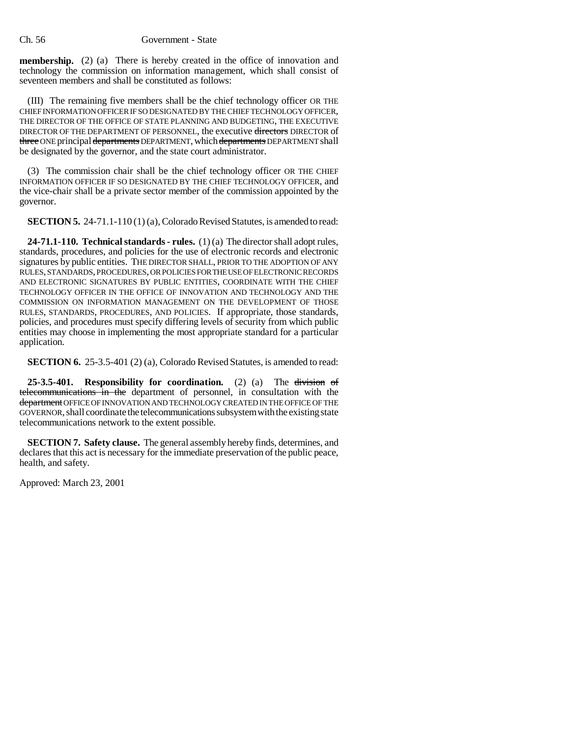**membership.** (2) (a) There is hereby created in the office of innovation and technology the commission on information management, which shall consist of seventeen members and shall be constituted as follows:

(III) The remaining five members shall be the chief technology officer OR THE CHIEF INFORMATION OFFICER IF SO DESIGNATED BY THE CHIEF TECHNOLOGY OFFICER, THE DIRECTOR OF THE OFFICE OF STATE PLANNING AND BUDGETING, THE EXECUTIVE DIRECTOR OF THE DEPARTMENT OF PERSONNEL, the executive ~~directors~~ DIRECTOR of ~~three~~ ONE principal ~~departments~~ DEPARTMENT, which ~~departments~~ DEPARTMENT shall be designated by the governor, and the state court administrator.

(3) The commission chair shall be the chief technology officer OR THE CHIEF INFORMATION OFFICER IF SO DESIGNATED BY THE CHIEF TECHNOLOGY OFFICER, and the vice-chair shall be a private sector member of the commission appointed by the governor.

**SECTION 5.** 24-71.1-110 (1) (a), Colorado Revised Statutes, is amended to read:

**24-71.1-110. Technical standards - rules.** (1) (a) The director shall adopt rules, standards, procedures, and policies for the use of electronic records and electronic signatures by public entities. THE DIRECTOR SHALL, PRIOR TO THE ADOPTION OF ANY RULES, STANDARDS, PROCEDURES, OR POLICIES FOR THE USE OF ELECTRONIC RECORDS AND ELECTRONIC SIGNATURES BY PUBLIC ENTITIES, COORDINATE WITH THE CHIEF TECHNOLOGY OFFICER IN THE OFFICE OF INNOVATION AND TECHNOLOGY AND THE COMMISSION ON INFORMATION MANAGEMENT ON THE DEVELOPMENT OF THOSE RULES, STANDARDS, PROCEDURES, AND POLICIES. If appropriate, those standards, policies, and procedures must specify differing levels of security from which public entities may choose in implementing the most appropriate standard for a particular application.

**SECTION 6.** 25-3.5-401 (2) (a), Colorado Revised Statutes, is amended to read:

**25-3.5-401. Responsibility for coordination.** (2) (a) The ~~division of telecommunications in the~~ department of personnel, in consultation with the ~~department~~ OFFICE OF INNOVATION AND TECHNOLOGY CREATED IN THE OFFICE OF THE GOVERNOR, shall coordinate the telecommunications subsystem with the existing state telecommunications network to the extent possible.

**SECTION 7. Safety clause.** The general assembly hereby finds, determines, and declares that this act is necessary for the immediate preservation of the public peace, health, and safety.

Approved: March 23, 2001